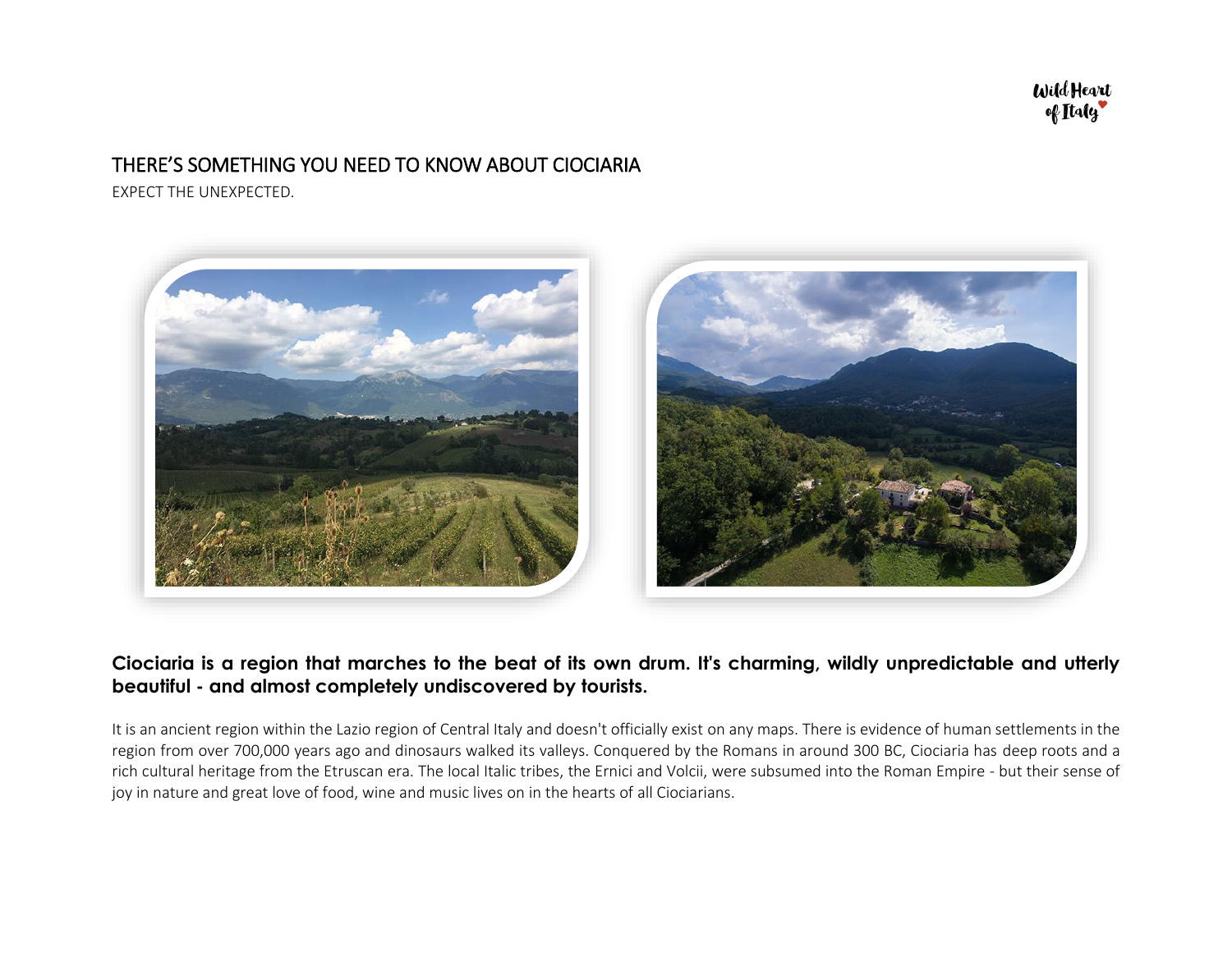# THERE'S SOMETHING YOU NEED TO KNOW ABOUT CIOCIARIA

EXPECT THE UNEXPECTED.

**Ciociaria is a region that marches to the beat of its own drum. It's charming, wildly unpredictable and utterly beautiful - and almost completely undiscovered by tourists.**

It is an ancient region within the Lazio region of Central Italy and doesn't officially exist on any maps. There is evidence of human settlements in the region from over 700,000 years ago and dinosaurs walked its valleys. Conquered by the Romans in around 300 BC, Ciociaria has deep roots and a rich cultural heritage from the Etruscan era. The local Italic tribes, the Ernici and Volcii, were subsumed into the Roman Empire - but their sense of joy in nature and great love of food, wine and music lives on in the hearts of all Ciociarians.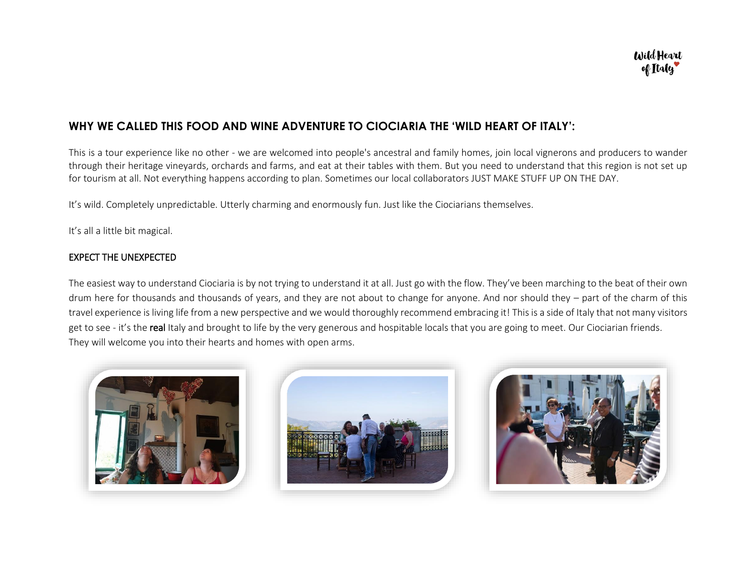## WHY WE CALLED THIS FOOD AND WINE ADVENTURE TO CIOCIARIA THE 'WILD HEART OF ITALY':

This is a tour experience like no other - we are welcomed into people's ancestral and family homes, join local vignerons and producers to wander through their heritage vineyards, orchards and farms, and eat at their tables with them. But you need to understand that this region is not set up for tourism at all. Not everything happens according to plan. Sometimes our local collaborators JUST MAKE STUFF UP ON THE DAY.

It's wild. Completely unpredictable. Utterly charming and enormously fun. Just like the Ciociarians themselves.

It's all a little bit magical.

### EXPECT THE UNEXPECTED

The easiest way to understand Ciociaria is by not trying to understand it at all. Just go with the flow. They've been marching to the beat of their own drum here for thousands and thousands of years, and they are not about to change for anyone. And nor should they – part of the charm of this travel experience is living life from a new perspective and we would thoroughly recommend embracing it! This is a side of Italy that not many visitors get to see - it's the **real** Italy and brought to life by the very generous and hospitable locals that you are going to meet. Our Ciociarian friends. They will welcome you into their hearts and homes with open arms.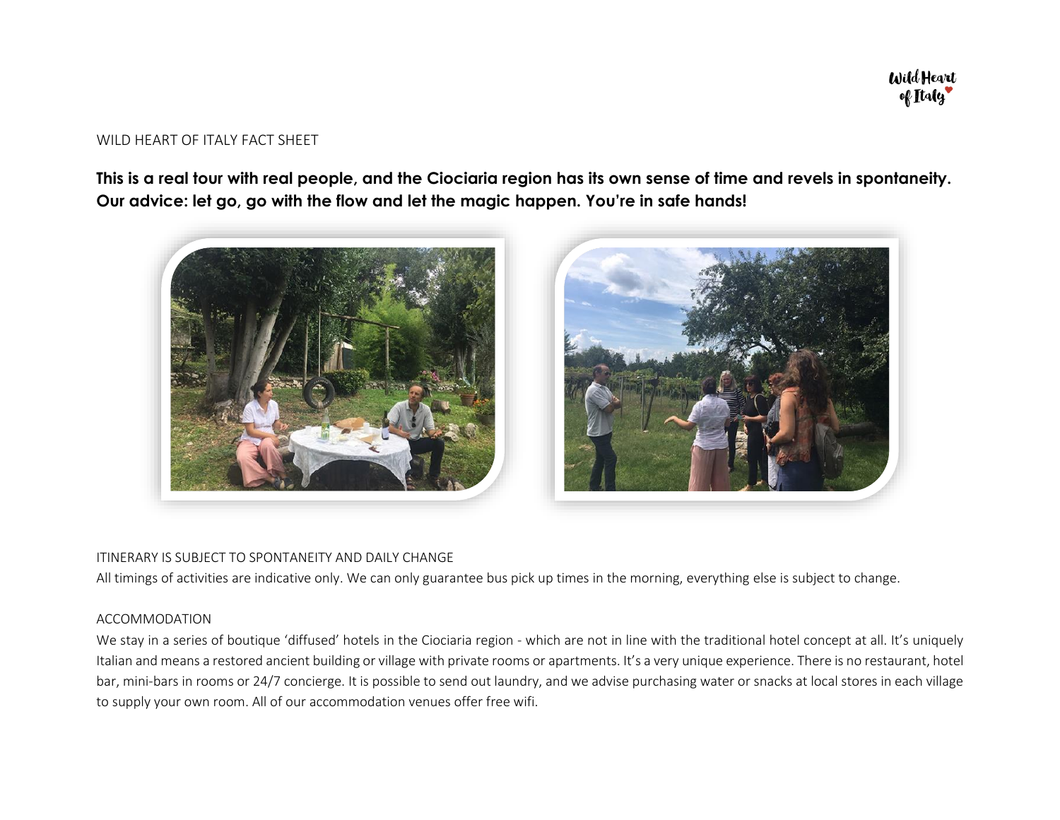WILD HEART OF ITALY FACT SHEET

**This is a real tour with real people, and the Ciociaria region has its own sense of time and revels in spontaneity. Our advice: let go, go with the flow and let the magic happen. You're in safe hands!**

ITINERARY IS SUBJECT TO SPONTANEITY AND DAILY CHANGE

All timings of activities are indicative only. We can only guarantee bus pick up times in the morning, everything else is subject to change.

ACCOMMODATION

We stay in a series of boutique 'diffused' hotels in the Ciociaria region - which are not in line with the traditional hotel concept at all. It's uniquely Italian and means a restored ancient building or village with private rooms or apartments. It's a very unique experience. There is no restaurant, hotel bar, mini-bars in rooms or 24/7 concierge. It is possible to send out laundry, and we advise purchasing water or snacks at local stores in each village to supply your own room. All of our accommodation venues offer free wifi.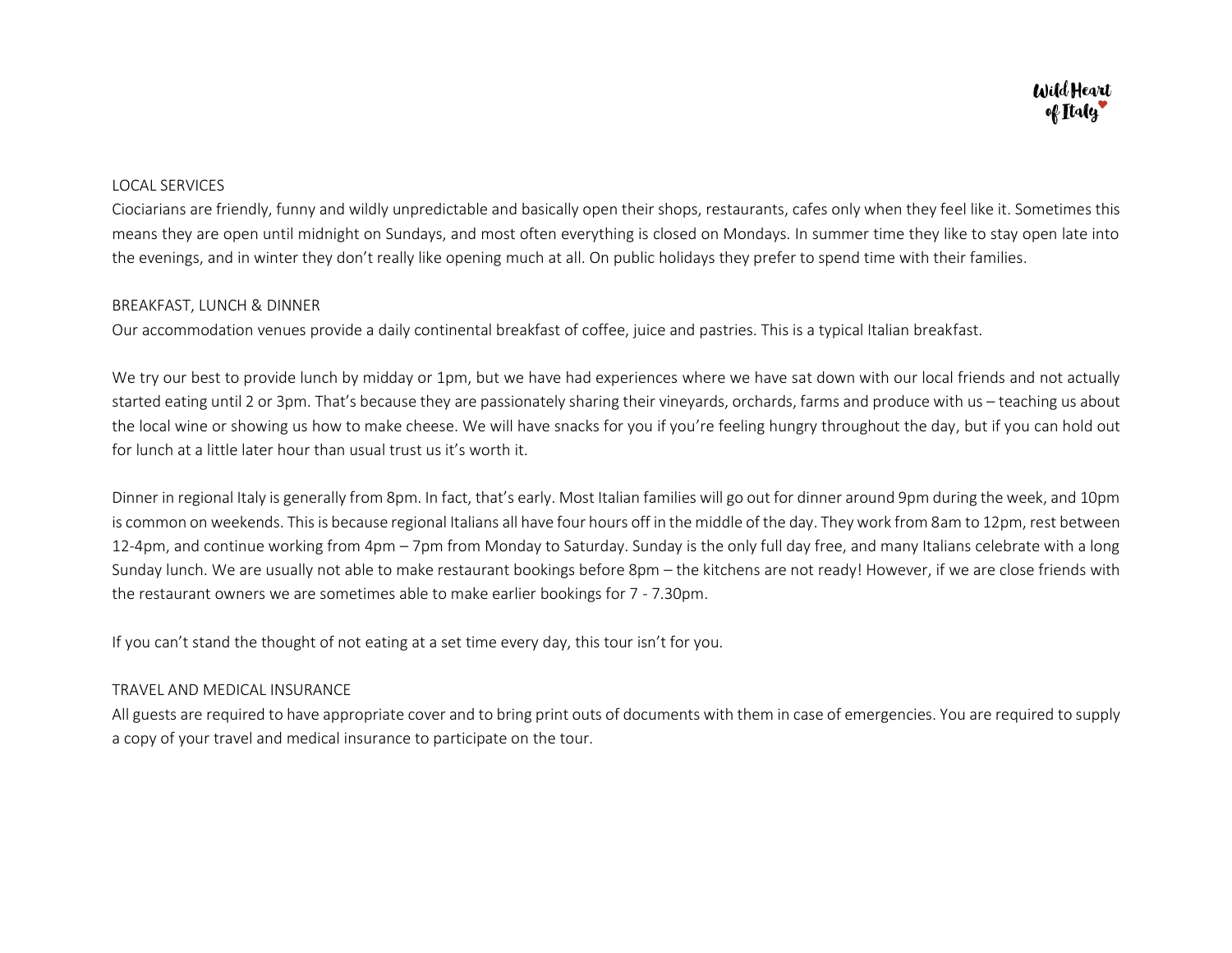## LOCAL SERVICES

Ciociarians are friendly, funny and wildly unpredictable and basically open their shops, restaurants, cafes only when they feel like it. Sometimes this means they are open until midnight on Sundays, and most often everything is closed on Mondays. In summer time they like to stay open late into the evenings, and in winter they don't really like opening much at all. On public holidays they prefer to spend time with their families.

## BREAKFAST, LUNCH & DINNER

Our accommodation venues provide a daily continental breakfast of coffee, juice and pastries. This is a typical Italian breakfast.

We try our best to provide lunch by midday or 1pm, but we have had experiences where we have sat down with our local friends and not actually started eating until 2 or 3pm. That's because they are passionately sharing their vineyards, orchards, farms and produce with us – teaching us about the local wine or showing us how to make cheese. We will have snacks for you if you're feeling hungry throughout the day, but if you can hold out for lunch at a little later hour than usual trust us it's worth it.

Dinner in regional Italy is generally from 8pm. In fact, that's early. Most Italian families will go out for dinner around 9pm during the week, and 10pm is common on weekends. This is because regional Italians all have four hours off in the middle of the day. They work from 8am to 12pm, rest between 12-4pm, and continue working from 4pm – 7pm from Monday to Saturday. Sunday is the only full day free, and many Italians celebrate with a long Sunday lunch. We are usually not able to make restaurant bookings before 8pm – the kitchens are not ready! However, if we are close friends with the restaurant owners we are sometimes able to make earlier bookings for 7 - 7.30pm.

If you can't stand the thought of not eating at a set time every day, this tour isn't for you.

## TRAVEL AND MEDICAL INSURANCE

All guests are required to have appropriate cover and to bring print outs of documents with them in case of emergencies. You are required to supply a copy of your travel and medical insurance to participate on the tour.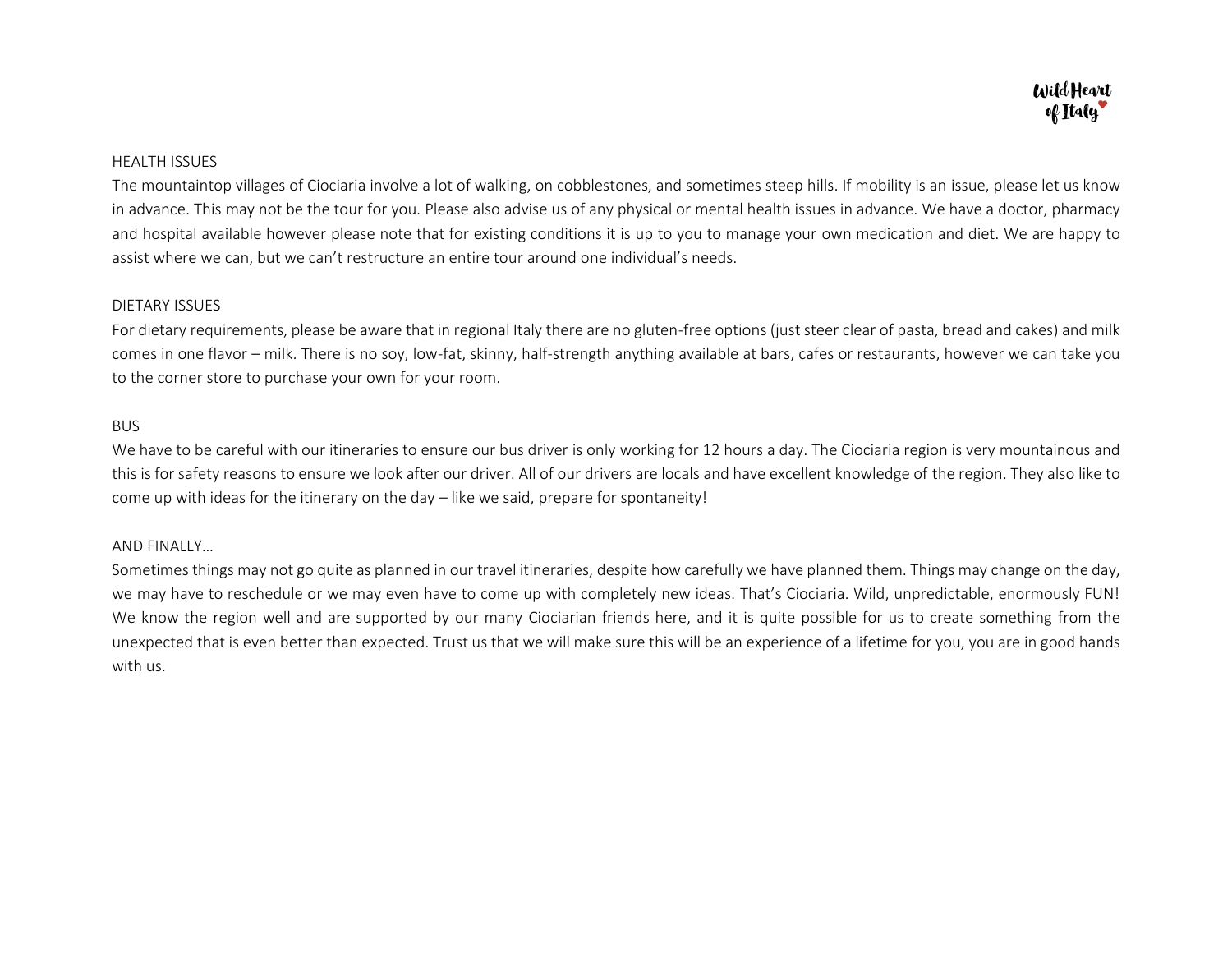## HEALTH ISSUES

The mountaintop villages of Ciociaria involve a lot of walking, on cobblestones, and sometimes steep hills. If mobility is an issue, please let us know in advance. This may not be the tour for you. Please also advise us of any physical or mental health issues in advance. We have a doctor, pharmacy and hospital available however please note that for existing conditions it is up to you to manage your own medication and diet. We are happy to assist where we can, but we can't restructure an entire tour around one individual's needs.

## DIETARY ISSUES

For dietary requirements, please be aware that in regional Italy there are no gluten-free options (just steer clear of pasta, bread and cakes) and milk comes in one flavor – milk. There is no soy, low-fat, skinny, half-strength anything available at bars, cafes or restaurants, however we can take you to the corner store to purchase your own for your room.

## BUS

We have to be careful with our itineraries to ensure our bus driver is only working for 12 hours a day. The Ciociaria region is very mountainous and this is for safety reasons to ensure we look after our driver. All of our drivers are locals and have excellent knowledge of the region. They also like to come up with ideas for the itinerary on the day – like we said, prepare for spontaneity!

## AND FINALLY…

Sometimes things may not go quite as planned in our travel itineraries, despite how carefully we have planned them. Things may change on the day, we may have to reschedule or we may even have to come up with completely new ideas. That's Ciociaria. Wild, unpredictable, enormously FUN! We know the region well and are supported by our many Ciociarian friends here, and it is quite possible for us to create something from the unexpected that is even better than expected. Trust us that we will make sure this will be an experience of a lifetime for you, you are in good hands with us.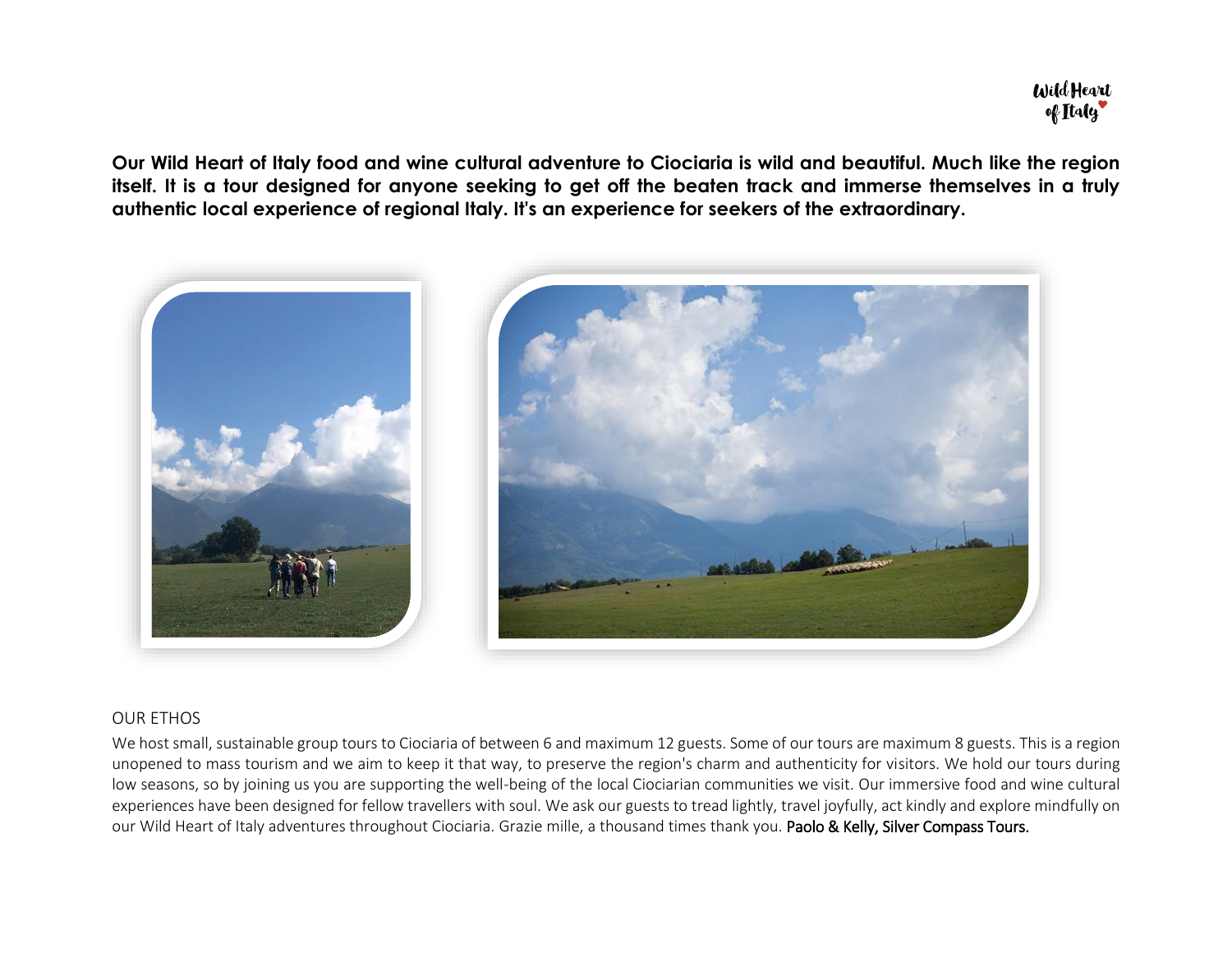**Our Wild Heart of Italy food and wine cultural adventure to Ciociaria is wild and beautiful. Much like the region itself. It is a tour designed for anyone seeking to get off the beaten track and immerse themselves in a truly authentic local experience of regional Italy. It's an experience for seekers of the extraordinary.**

OUR ETHOS

We host small, sustainable group tours to Ciociaria of between 6 and maximum 12 guests. Some of our tours are maximum 8 guests. This is a region unopened to mass tourism and we aim to keep it that way, to preserve the region's charm and authenticity for visitors. We hold our tours during low seasons, so by joining us you are supporting the well-being of the local Ciociarian communities we visit. Our immersive food and wine cultural experiences have been designed for fellow travellers with soul. We ask our guests to tread lightly, travel joyfully, act kindly and explore mindfully on our Wild Heart of Italy adventures throughout Ciociaria. Grazie mille, a thousand times thank you. Paolo & Kelly, Silver Compass Tours.